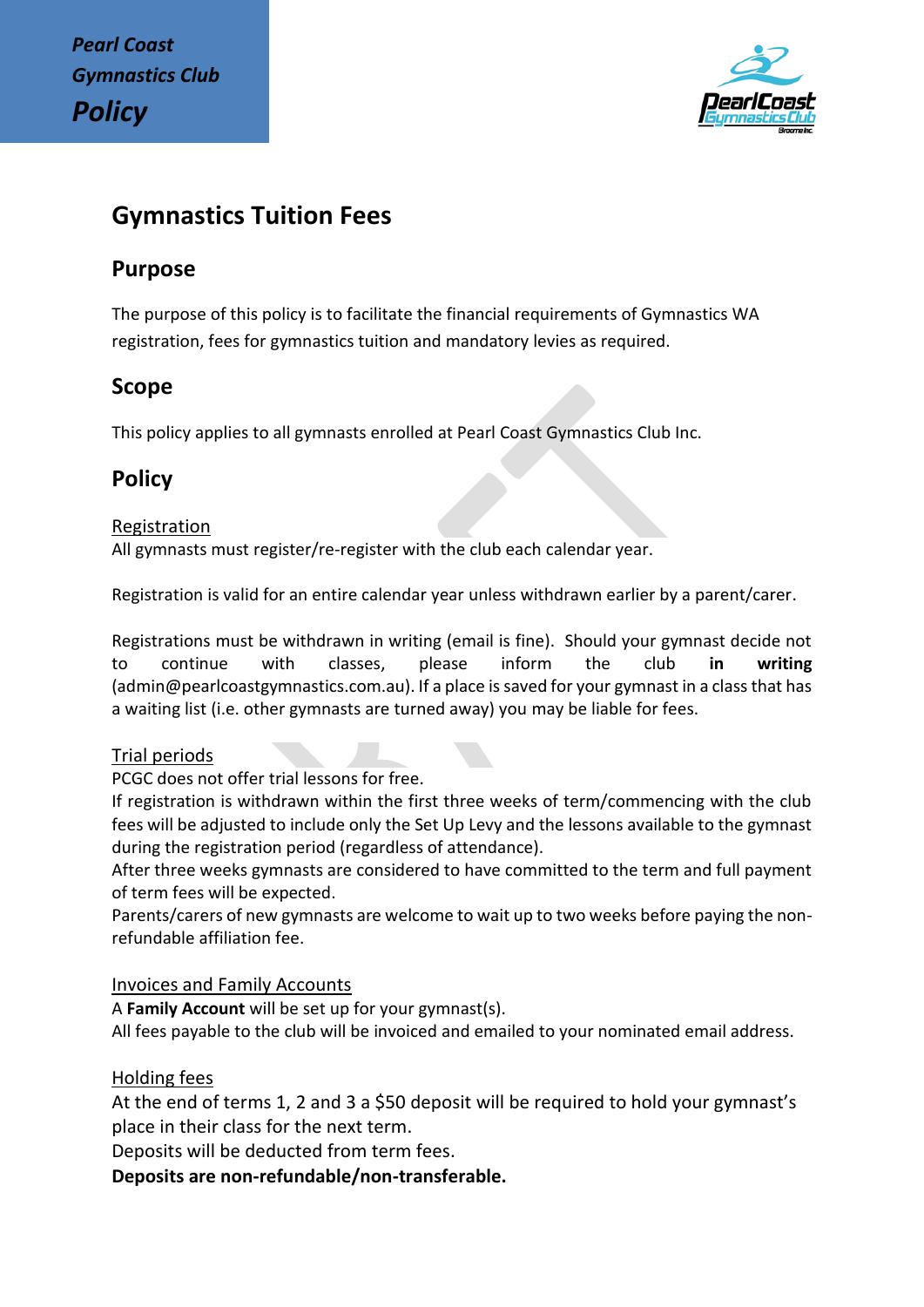Pearl Coast Gymnastics Club
**Policy**

# Gymnastics Tuition Fees

## Purpose

The purpose of this policy is to facilitate the financial requirements of Gymnastics WA registration, fees for gymnastics tuition and mandatory levies as required.

## Scope

This policy applies to all gymnasts enrolled at Pearl Coast Gymnastics Club Inc.

## Policy

<u>Registration</u>

All gymnasts must register/re-register with the club each calendar year.

Registration is valid for an entire calendar year unless withdrawn earlier by a parent/carer.

Registrations must be withdrawn in writing (email is fine). Should your gymnast decide not to continue with classes, please inform the club **in writing** (admin@pearlcoastgymnastics.com.au). If a place is saved for your gymnast in a class that has a waiting list (i.e. other gymnasts are turned away) you may be liable for fees.

<u>Trial periods</u>

PCGC does not offer trial lessons for free.

If registration is withdrawn within the first three weeks of term/commencing with the club fees will be adjusted to include only the Set Up Levy and the lessons available to the gymnast during the registration period (regardless of attendance).

After three weeks gymnasts are considered to have committed to the term and full payment of term fees will be expected.

Parents/carers of new gymnasts are welcome to wait up to two weeks before paying the non-refundable affiliation fee.

<u>Invoices and Family Accounts</u>

A **Family Account** will be set up for your gymnast(s).

All fees payable to the club will be invoiced and emailed to your nominated email address.

<u>Holding fees</u>

At the end of terms 1, 2 and 3 a $50 deposit will be required to hold your gymnast's place in their class for the next term.

Deposits will be deducted from term fees.

**Deposits are non-refundable/non-transferable.**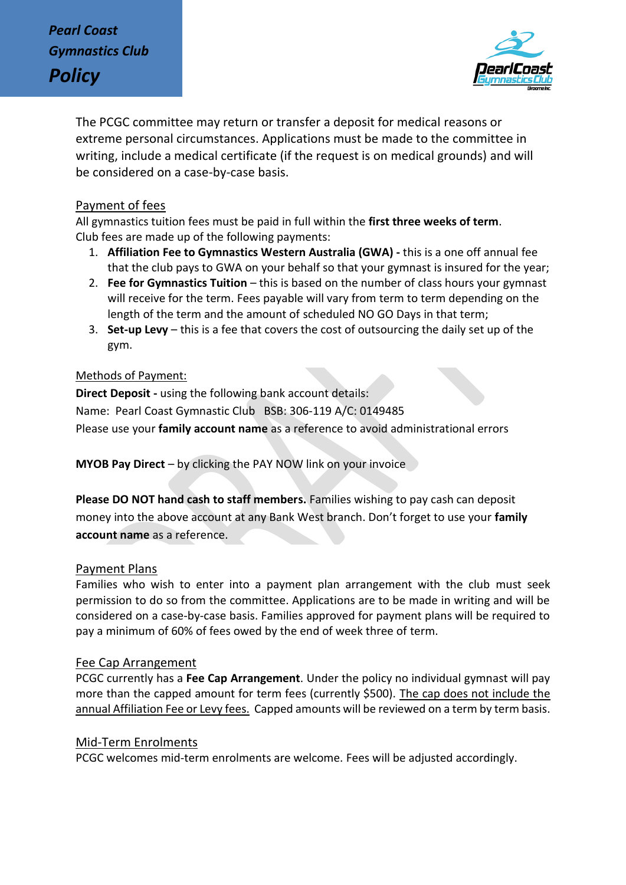The PCGC committee may return or transfer a deposit for medical reasons or extreme personal circumstances. Applications must be made to the committee in writing, include a medical certificate (if the request is on medical grounds) and will be considered on a case-by-case basis.

## Payment of fees

All gymnastics tuition fees must be paid in full within the **first three weeks of term**.
Club fees are made up of the following payments:

1. **Affiliation Fee to Gymnastics Western Australia (GWA) -** this is a one off annual fee that the club pays to GWA on your behalf so that your gymnast is insured for the year;
2. **Fee for Gymnastics Tuition** – this is based on the number of class hours your gymnast will receive for the term. Fees payable will vary from term to term depending on the length of the term and the amount of scheduled NO GO Days in that term;
3. **Set-up Levy** – this is a fee that covers the cost of outsourcing the daily set up of the gym.

## Methods of Payment:

**Direct Deposit -** using the following bank account details:
Name: Pearl Coast Gymnastic Club BSB: 306-119 A/C: 0149485
Please use your **family account name** as a reference to avoid administrational errors

**MYOB Pay Direct** – by clicking the PAY NOW link on your invoice

**Please DO NOT hand cash to staff members.** Families wishing to pay cash can deposit money into the above account at any Bank West branch. Don't forget to use your **family account name** as a reference.

## Payment Plans

Families who wish to enter into a payment plan arrangement with the club must seek permission to do so from the committee. Applications are to be made in writing and will be considered on a case-by-case basis. Families approved for payment plans will be required to pay a minimum of 60% of fees owed by the end of week three of term.

## Fee Cap Arrangement

PCGC currently has a **Fee Cap Arrangement**. Under the policy no individual gymnast will pay more than the capped amount for term fees (currently $500). The cap does not include the annual Affiliation Fee or Levy fees. Capped amounts will be reviewed on a term by term basis.

## Mid-Term Enrolments

PCGC welcomes mid-term enrolments are welcome. Fees will be adjusted accordingly.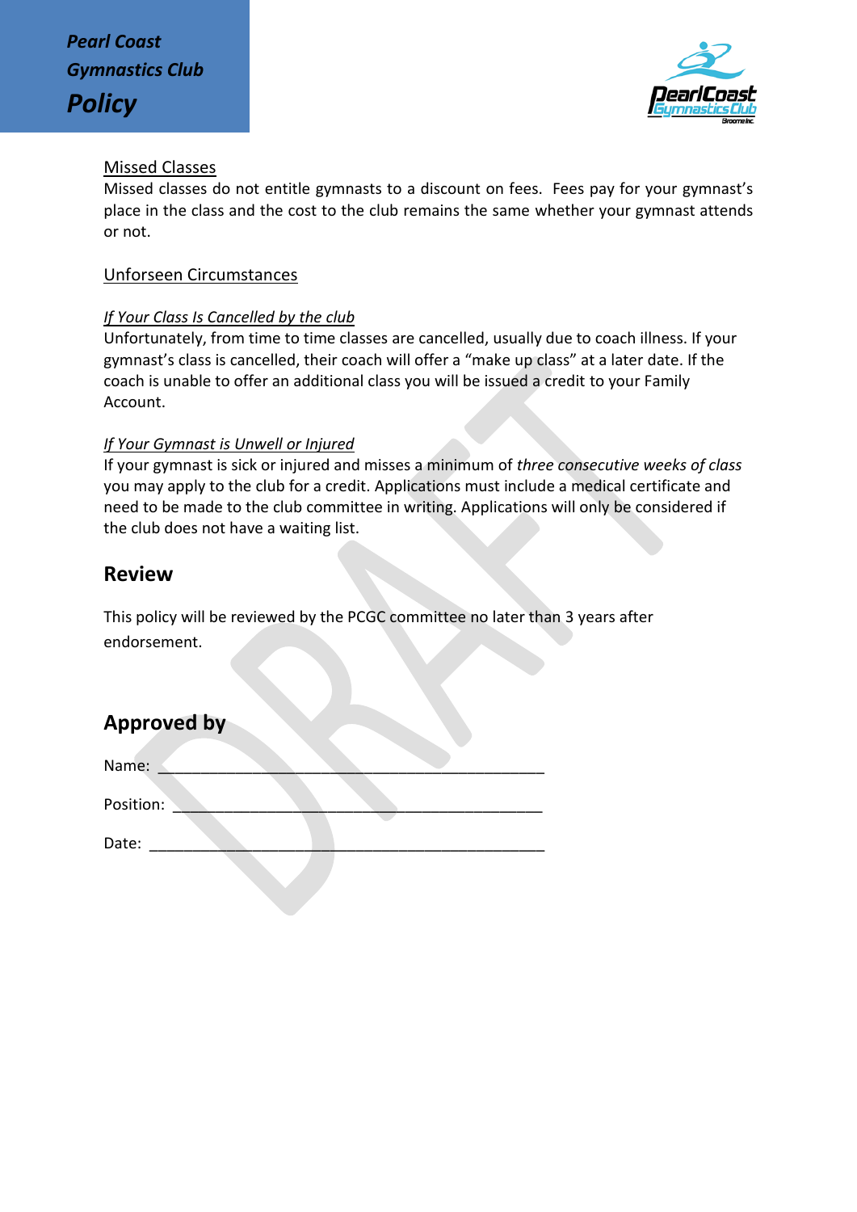Missed Classes

Missed classes do not entitle gymnasts to a discount on fees. Fees pay for your gymnast's place in the class and the cost to the club remains the same whether your gymnast attends or not.

Unforseen Circumstances

*If Your Class Is Cancelled by the club*

Unfortunately, from time to time classes are cancelled, usually due to coach illness. If your gymnast's class is cancelled, their coach will offer a "make up class" at a later date. If the coach is unable to offer an additional class you will be issued a credit to your Family Account.

*If Your Gymnast is Unwell or Injured*

If your gymnast is sick or injured and misses a minimum of *three consecutive weeks of class* you may apply to the club for a credit. Applications must include a medical certificate and need to be made to the club committee in writing. Applications will only be considered if the club does not have a waiting list.

## Review

This policy will be reviewed by the PCGC committee no later than 3 years after endorsement.

## Approved by

Name: ____________________________________________

Position: __________________________________________

Date: _____________________________________________